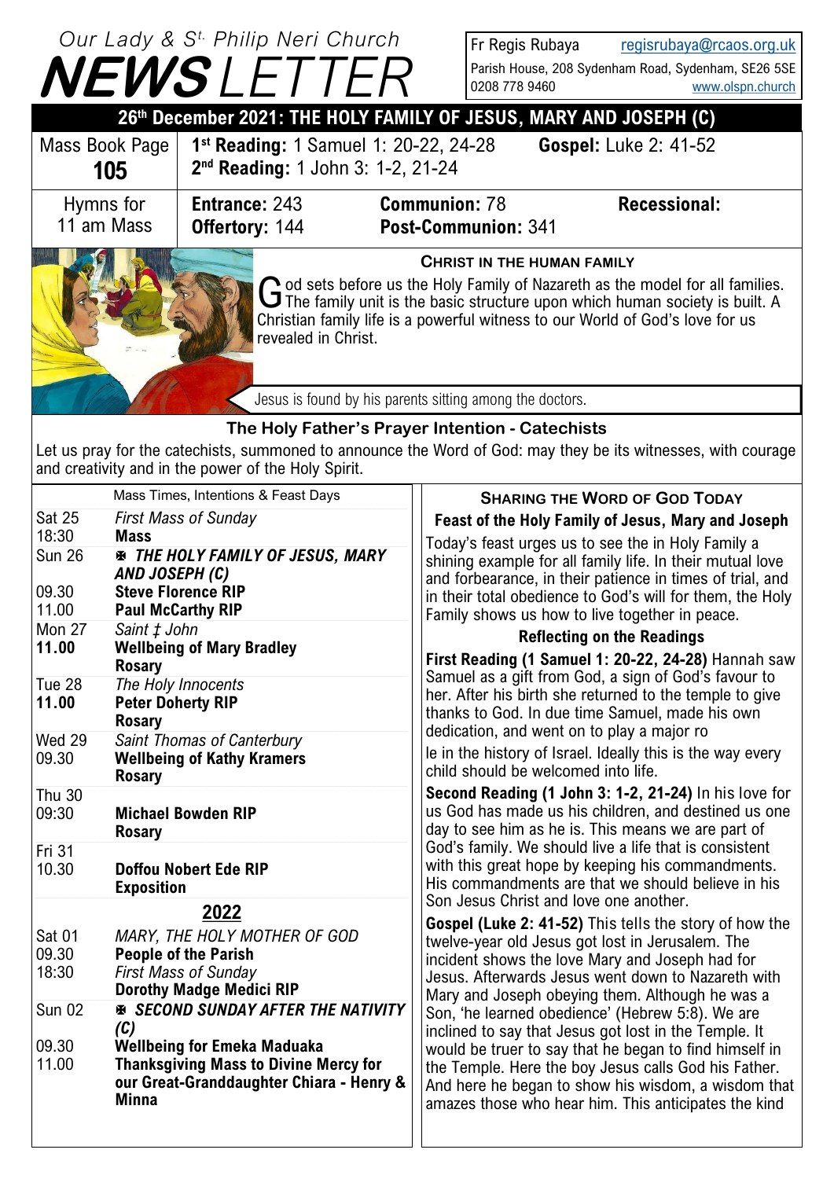# Our Lady & St. Philip Neri Church NEWSLETTER

Fr Regis Rubaya regisrubaya@rcaos.org.uk
Parish House, 208 Sydenham Road, Sydenham, SE26 5SE
0208 778 9460 www.olspn.church

## 26th December 2021: THE HOLY FAMILY OF JESUS, MARY AND JOSEPH (C)

| Mass Book Page **105** | **1st Reading:** 1 Samuel 1: 20-22, 24-28 **2nd Reading:** 1 John 3: 1-2, 21-24 | **Gospel:** Luke 2: 41-52 | |
|---|---|---|---|
| Hymns for 11 am Mass | **Entrance:** 243 **Offertory:** 144 | **Communion:** 78 **Post-Communion:** 341 | **Recessional:** |

### CHRIST IN THE HUMAN FAMILY

God sets before us the Holy Family of Nazareth as the model for all families. The family unit is the basic structure upon which human society is built. A Christian family life is a powerful witness to our World of God's love for us revealed in Christ.

Jesus is found by his parents sitting among the doctors.

### The Holy Father's Prayer Intention - Catechists

Let us pray for the catechists, summoned to announce the Word of God: may they be its witnesses, with courage and creativity and in the power of the Holy Spirit.

| | Mass Times, Intentions & Feast Days |
|---|---|
| Sat 25 | *First Mass of Sunday* |
| 18:30 | **Mass** |
| Sun 26 | ***✠ THE HOLY FAMILY OF JESUS, MARY AND JOSEPH (C)*** |
| 09.30 | **Steve Florence RIP** |
| 11.00 | **Paul McCarthy RIP** |
| Mon 27 | *Saint ‡ John* |
| **11.00** | **Wellbeing of Mary Bradley** |
| | **Rosary** |
| Tue 28 | *The Holy Innocents* |
| **11.00** | **Peter Doherty RIP** |
| | **Rosary** |
| Wed 29 | *Saint Thomas of Canterbury* |
| 09.30 | **Wellbeing of Kathy Kramers** |
| | **Rosary** |
| Thu 30 | |
| 09:30 | **Michael Bowden RIP** |
| | **Rosary** |
| Fri 31 | |
| 10.30 | **Doffou Nobert Ede RIP** |
| | **Exposition** |
| | **2022** |
| Sat 01 | *MARY, THE HOLY MOTHER OF GOD* |
| 09.30 | **People of the Parish** |
| 18:30 | *First Mass of Sunday* |
| | **Dorothy Madge Medici RIP** |
| Sun 02 | ***✠ SECOND SUNDAY AFTER THE NATIVITY (C)*** |
| 09.30 | **Wellbeing for Emeka Maduaka** |
| 11.00 | **Thanksgiving Mass to Divine Mercy for our Great-Granddaughter Chiara - Henry & Minna** |

### SHARING THE WORD OF GOD TODAY

**Feast of the Holy Family of Jesus, Mary and Joseph**

Today's feast urges us to see the in Holy Family a shining example for all family life. In their mutual love and forbearance, in their patience in times of trial, and in their total obedience to God's will for them, the Holy Family shows us how to live together in peace.

**Reflecting on the Readings**

**First Reading (1 Samuel 1: 20-22, 24-28)** Hannah saw Samuel as a gift from God, a sign of God's favour to her. After his birth she returned to the temple to give thanks to God. In due time Samuel, made his own dedication, and went on to play a major ro

le in the history of Israel. Ideally this is the way every child should be welcomed into life.

**Second Reading (1 John 3: 1-2, 21-24)** In his love for us God has made us his children, and destined us one day to see him as he is. This means we are part of God's family. We should live a life that is consistent with this great hope by keeping his commandments. His commandments are that we should believe in his Son Jesus Christ and love one another.

**Gospel (Luke 2: 41-52)** This tells the story of how the twelve-year old Jesus got lost in Jerusalem. The incident shows the love Mary and Joseph had for Jesus. Afterwards Jesus went down to Nazareth with Mary and Joseph obeying them. Although he was a Son, 'he learned obedience' (Hebrew 5:8). We are inclined to say that Jesus got lost in the Temple. It would be truer to say that he began to find himself in the Temple. Here the boy Jesus calls God his Father. And here he began to show his wisdom, a wisdom that amazes those who hear him. This anticipates the kind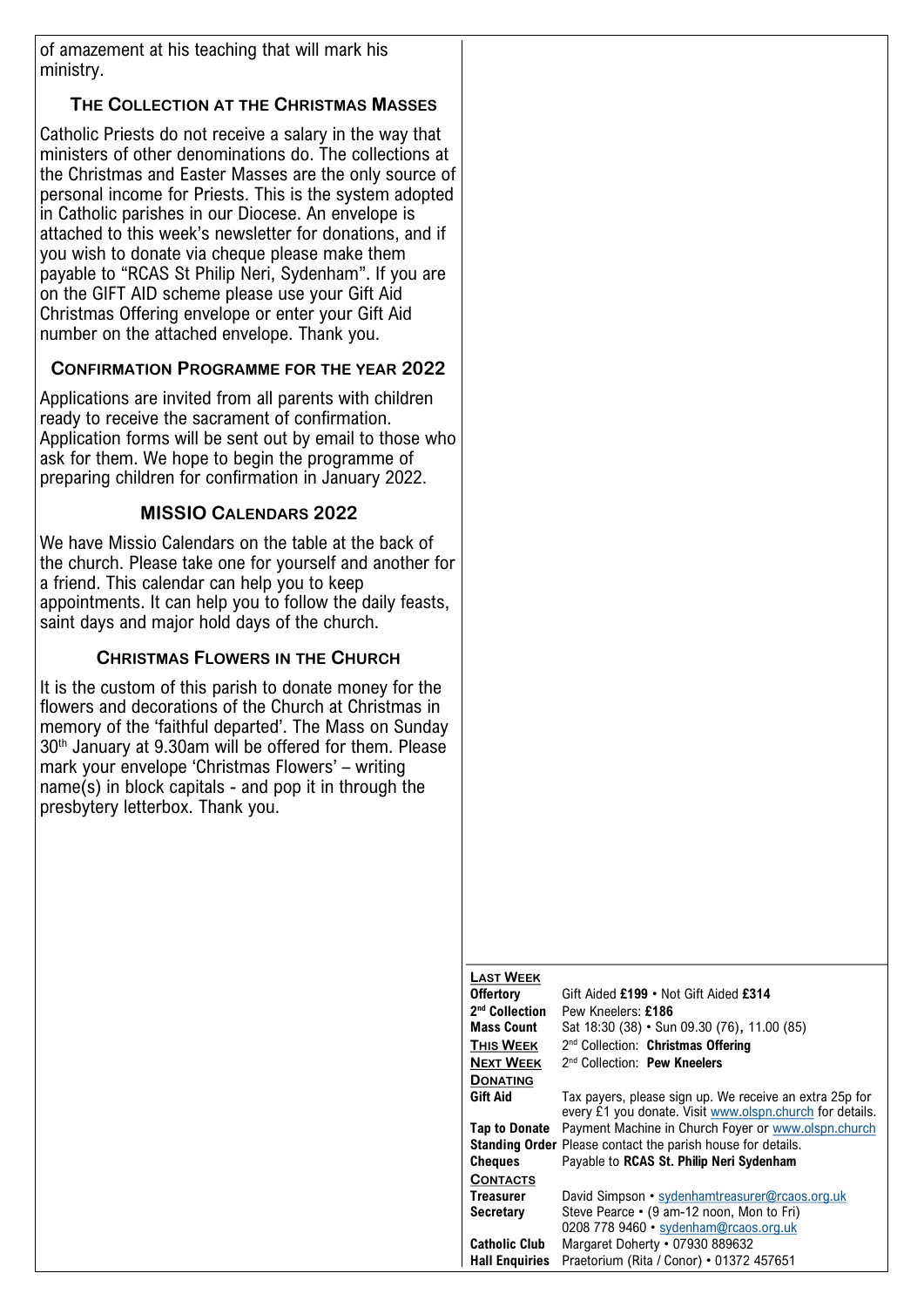of amazement at his teaching that will mark his ministry.

## The Collection at the Christmas Masses

Catholic Priests do not receive a salary in the way that ministers of other denominations do. The collections at the Christmas and Easter Masses are the only source of personal income for Priests. This is the system adopted in Catholic parishes in our Diocese. An envelope is attached to this week's newsletter for donations, and if you wish to donate via cheque please make them payable to "RCAS St Philip Neri, Sydenham". If you are on the GIFT AID scheme please use your Gift Aid Christmas Offering envelope or enter your Gift Aid number on the attached envelope. Thank you.

## Confirmation Programme for the year 2022

Applications are invited from all parents with children ready to receive the sacrament of confirmation. Application forms will be sent out by email to those who ask for them. We hope to begin the programme of preparing children for confirmation in January 2022.

## MISSIO Calendars 2022

We have Missio Calendars on the table at the back of the church. Please take one for yourself and another for a friend. This calendar can help you to keep appointments. It can help you to follow the daily feasts, saint days and major hold days of the church.

## Christmas Flowers in the Church

It is the custom of this parish to donate money for the flowers and decorations of the Church at Christmas in memory of the 'faithful departed'. The Mass on Sunday 30th January at 9.30am will be offered for them. Please mark your envelope 'Christmas Flowers' – writing name(s) in block capitals - and pop it in through the presbytery letterbox. Thank you.

| | |
|---|---|
| **Last Week** | |
| **Offertory** | Gift Aided **£199** • Not Gift Aided **£314** |
| **2nd Collection** | Pew Kneelers: **£186** |
| **Mass Count** | Sat 18:30 (38) • Sun 09.30 (76), 11.00 (85) |
| **This Week** | 2nd Collection: **Christmas Offering** |
| **Next Week** | 2nd Collection: **Pew Kneelers** |
| **Donating** | |
| **Gift Aid** | Tax payers, please sign up. We receive an extra 25p for every £1 you donate. Visit www.olspn.church for details. |
| **Tap to Donate** | Payment Machine in Church Foyer or www.olspn.church |
| **Standing Order** | Please contact the parish house for details. |
| **Cheques** | Payable to **RCAS St. Philip Neri Sydenham** |
| **Contacts** | |
| **Treasurer** | David Simpson • sydenhamtreasurer@rcaos.org.uk |
| **Secretary** | Steve Pearce • (9 am-12 noon, Mon to Fri) 0208 778 9460 • sydenham@rcaos.org.uk |
| **Catholic Club** | Margaret Doherty • 07930 889632 |
| **Hall Enquiries** | Praetorium (Rita / Conor) • 01372 457651 |